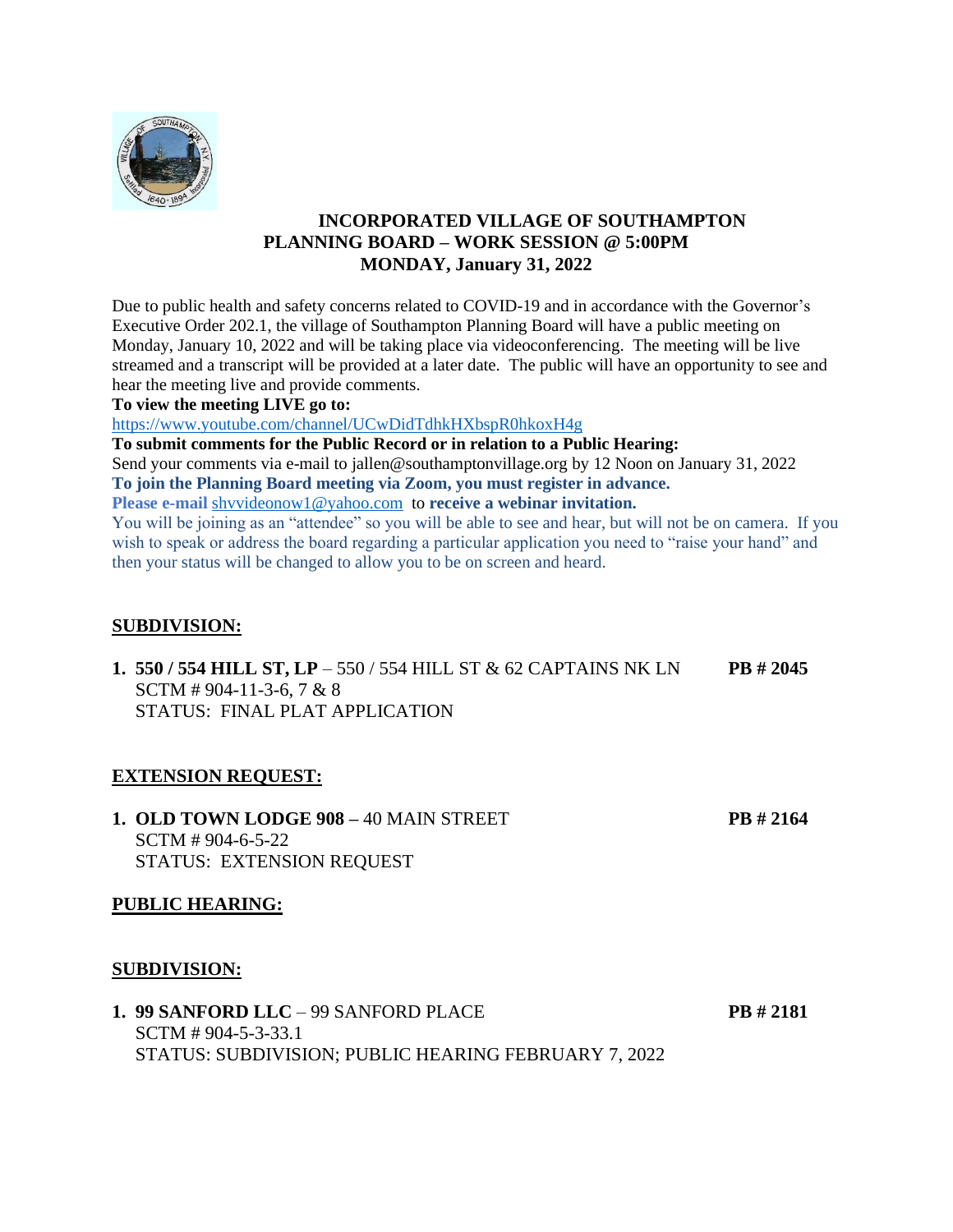# INCORPORATED VILLAGE OF SOUTHAMPTON
## PLANNING BOARD – WORK SESSION @ 5:00PM
## MONDAY, January 31, 2022

Due to public health and safety concerns related to COVID-19 and in accordance with the Governor's Executive Order 202.1, the village of Southampton Planning Board will have a public meeting on Monday, January 10, 2022 and will be taking place via videoconferencing. The meeting will be live streamed and a transcript will be provided at a later date. The public will have an opportunity to see and hear the meeting live and provide comments.

**To view the meeting LIVE go to:**
https://www.youtube.com/channel/UCwDidTdhkHXbspR0hkoxH4g

**To submit comments for the Public Record or in relation to a Public Hearing:**
Send your comments via e-mail to jallen@southamptonvillage.org by 12 Noon on January 31, 2022

**To join the Planning Board meeting via Zoom, you must register in advance.**
**Please e-mail** shvvideonow1@yahoo.com to **receive a webinar invitation.**

You will be joining as an "attendee" so you will be able to see and hear, but will not be on camera. If you wish to speak or address the board regarding a particular application you need to "raise your hand" and then your status will be changed to allow you to be on screen and heard.

## SUBDIVISION:

1. **550 / 554 HILL ST, LP** – 550 / 554 HILL ST & 62 CAPTAINS NK LN **PB # 2045**
   SCTM # 904-11-3-6, 7 & 8
   STATUS: FINAL PLAT APPLICATION

## EXTENSION REQUEST:

1. **OLD TOWN LODGE 908 –** 40 MAIN STREET **PB # 2164**
   SCTM # 904-6-5-22
   STATUS: EXTENSION REQUEST

## PUBLIC HEARING:

## SUBDIVISION:

1. **99 SANFORD LLC** – 99 SANFORD PLACE **PB # 2181**
   SCTM # 904-5-3-33.1
   STATUS: SUBDIVISION; PUBLIC HEARING FEBRUARY 7, 2022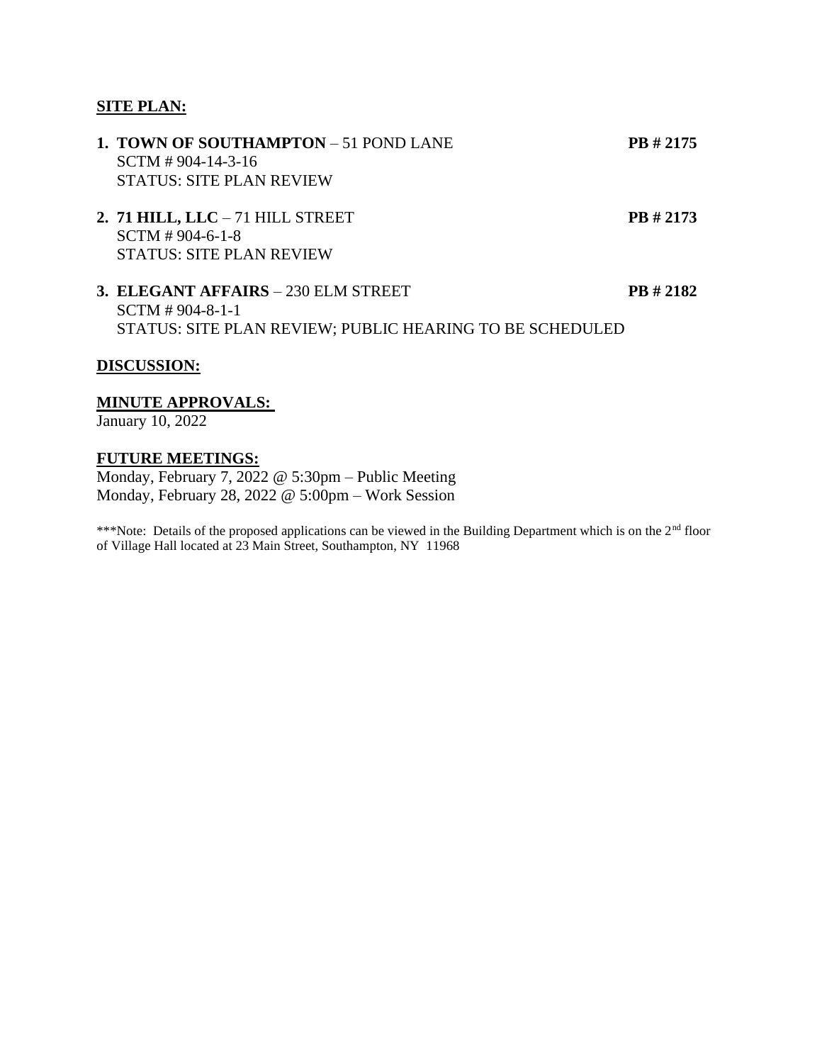## SITE PLAN:

1. **TOWN OF SOUTHAMPTON** – 51 POND LANE **PB # 2175**
   SCTM # 904-14-3-16
   STATUS: SITE PLAN REVIEW

2. **71 HILL, LLC** – 71 HILL STREET **PB # 2173**
   SCTM # 904-6-1-8
   STATUS: SITE PLAN REVIEW

3. **ELEGANT AFFAIRS** – 230 ELM STREET **PB # 2182**
   SCTM # 904-8-1-1
   STATUS: SITE PLAN REVIEW; PUBLIC HEARING TO BE SCHEDULED

## DISCUSSION:

## MINUTE APPROVALS:

January 10, 2022

## FUTURE MEETINGS:

Monday, February 7, 2022 @ 5:30pm – Public Meeting
Monday, February 28, 2022 @ 5:00pm – Work Session

***Note: Details of the proposed applications can be viewed in the Building Department which is on the 2nd floor of Village Hall located at 23 Main Street, Southampton, NY 11968